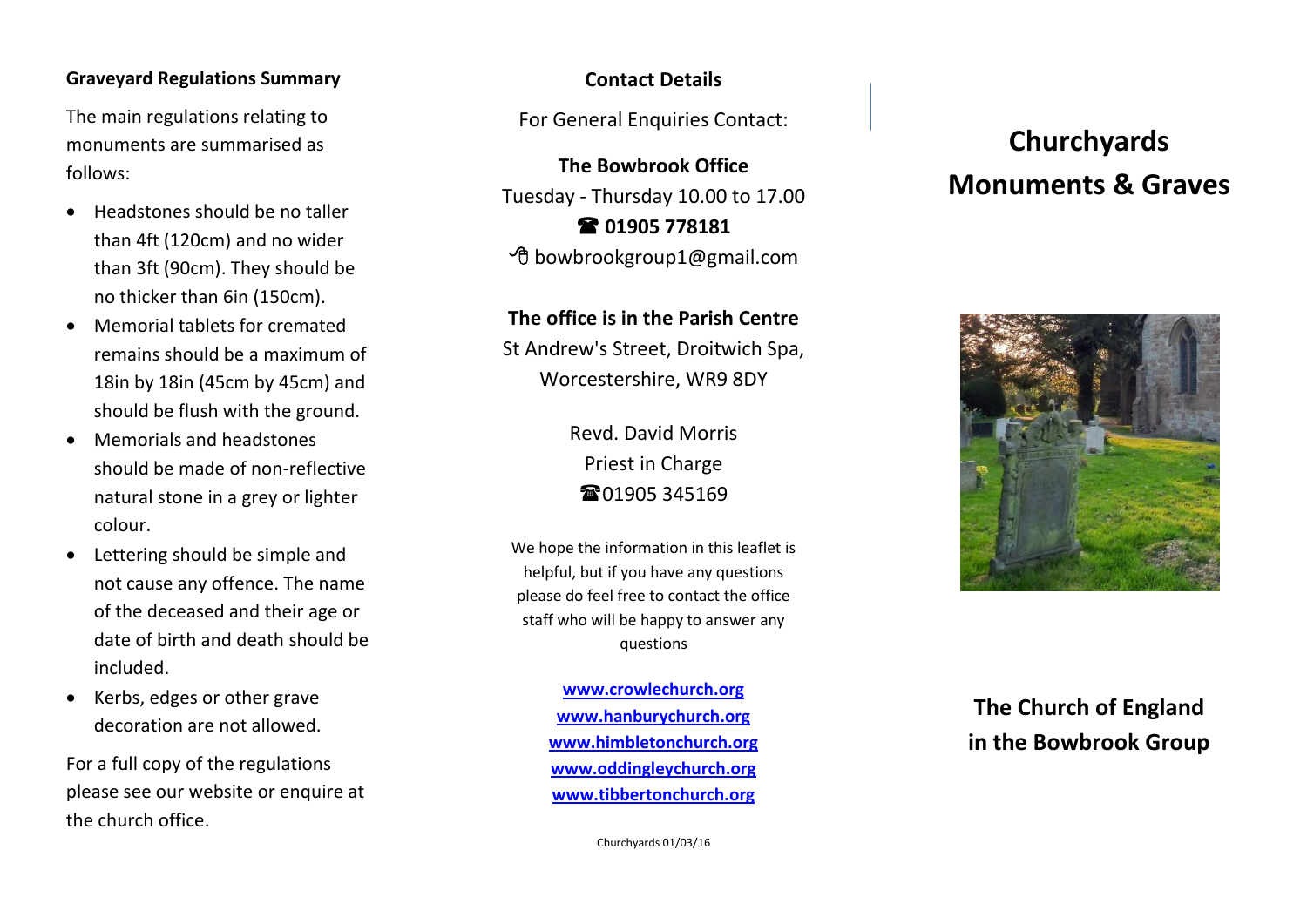## Graveyard Regulations Summary

The main regulations relating to monuments are summarised as follows:

- Headstones should be no taller than 4ft (120cm) and no wider than 3ft (90cm). They should be no thicker than 6in (150cm).
- Memorial tablets for cremated remains should be a maximum of 18in by 18in (45cm by 45cm) and should be flush with the ground.
- Memorials and headstones should be made of non-reflective natural stone in a grey or lighter colour.
- Lettering should be simple and not cause any offence. The name of the deceased and their age or date of birth and death should be included.
- Kerbs, edges or other grave decoration are not allowed.

For a full copy of the regulations please see our website or enquire at the church office.

## Contact Details

For General Enquiries Contact:

**The Bowbrook Office**
Tuesday - Thursday 10.00 to 17.00
**☎ 01905 778181**
🖰 bowbrookgroup1@gmail.com

**The office is in the Parish Centre**
St Andrew's Street, Droitwich Spa,
Worcestershire, WR9 8DY

Revd. David Morris
Priest in Charge
☎01905 345169

We hope the information in this leaflet is helpful, but if you have any questions please do feel free to contact the office staff who will be happy to answer any questions

**www.crowlechurch.org**
**www.hanburychurch.org**
**www.himbletonchurch.org**
**www.oddingleychurch.org**
**www.tibbertonchurch.org**

Churchyards 01/03/16

# Churchyards Monuments & Graves

## The Church of England in the Bowbrook Group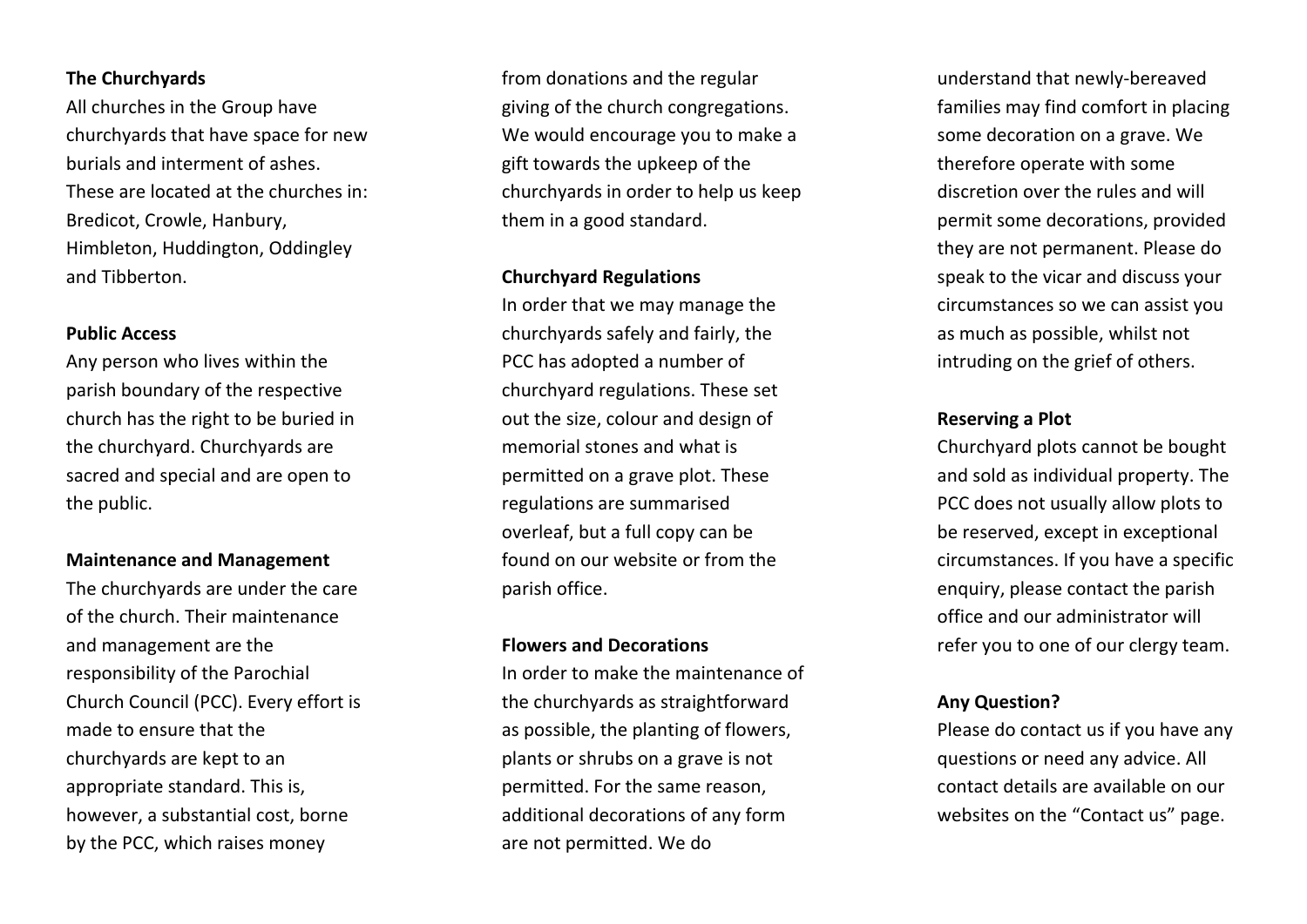**The Churchyards**

All churches in the Group have churchyards that have space for new burials and interment of ashes. These are located at the churches in: Bredicot, Crowle, Hanbury, Himbleton, Huddington, Oddingley and Tibberton.

**Public Access**

Any person who lives within the parish boundary of the respective church has the right to be buried in the churchyard. Churchyards are sacred and special and are open to the public.

**Maintenance and Management**

The churchyards are under the care of the church. Their maintenance and management are the responsibility of the Parochial Church Council (PCC). Every effort is made to ensure that the churchyards are kept to an appropriate standard. This is, however, a substantial cost, borne by the PCC, which raises money from donations and the regular giving of the church congregations. We would encourage you to make a gift towards the upkeep of the churchyards in order to help us keep them in a good standard.

**Churchyard Regulations**

In order that we may manage the churchyards safely and fairly, the PCC has adopted a number of churchyard regulations. These set out the size, colour and design of memorial stones and what is permitted on a grave plot. These regulations are summarised overleaf, but a full copy can be found on our website or from the parish office.

**Flowers and Decorations**

In order to make the maintenance of the churchyards as straightforward as possible, the planting of flowers, plants or shrubs on a grave is not permitted. For the same reason, additional decorations of any form are not permitted. We do understand that newly-bereaved families may find comfort in placing some decoration on a grave. We therefore operate with some discretion over the rules and will permit some decorations, provided they are not permanent. Please do speak to the vicar and discuss your circumstances so we can assist you as much as possible, whilst not intruding on the grief of others.

**Reserving a Plot**

Churchyard plots cannot be bought and sold as individual property. The PCC does not usually allow plots to be reserved, except in exceptional circumstances. If you have a specific enquiry, please contact the parish office and our administrator will refer you to one of our clergy team.

**Any Question?**

Please do contact us if you have any questions or need any advice. All contact details are available on our websites on the "Contact us" page.